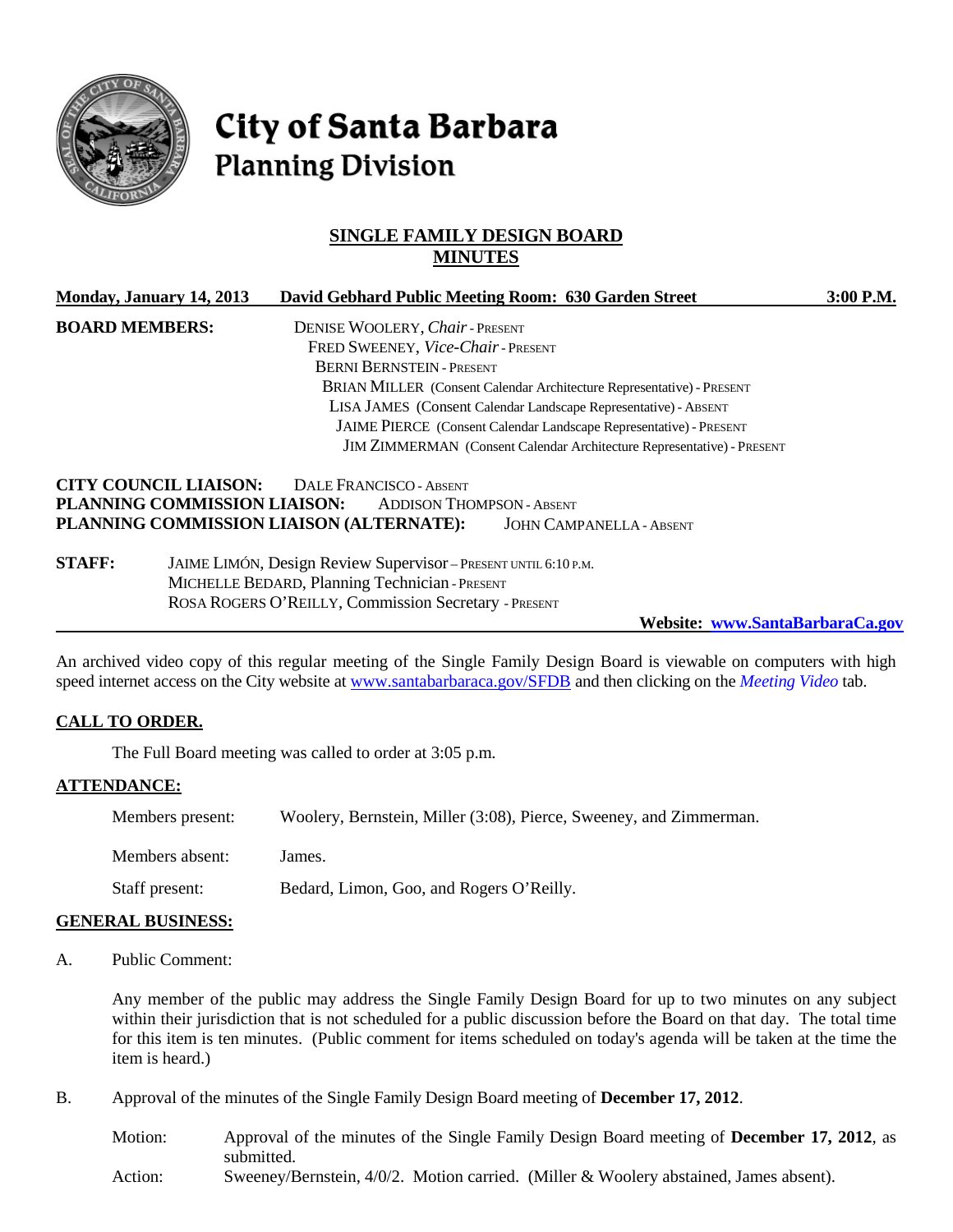# City of Santa Barbara
## Planning Division

## SINGLE FAMILY DESIGN BOARD MINUTES

**Monday, January 14, 2013** **David Gebhard Public Meeting Room: 630 Garden Street** **3:00 P.M.**

**BOARD MEMBERS:**
DENISE WOOLERY, *Chair* - PRESENT
FRED SWEENEY, *Vice-Chair* - PRESENT
BERNI BERNSTEIN - PRESENT
BRIAN MILLER (Consent Calendar Architecture Representative) - PRESENT
LISA JAMES (Consent Calendar Landscape Representative) - ABSENT
JAIME PIERCE (Consent Calendar Landscape Representative) - PRESENT
JIM ZIMMERMAN (Consent Calendar Architecture Representative) - PRESENT

**CITY COUNCIL LIAISON:** DALE FRANCISCO - ABSENT
**PLANNING COMMISSION LIAISON:** ADDISON THOMPSON - ABSENT
**PLANNING COMMISSION LIAISON (ALTERNATE):** JOHN CAMPANELLA - ABSENT

**STAFF:**
JAIME LIMÓN, Design Review Supervisor – PRESENT UNTIL 6:10 P.M.
MICHELLE BEDARD, Planning Technician - PRESENT
ROSA ROGERS O'REILLY, Commission Secretary - PRESENT

**Website: www.SantaBarbaraCa.gov**

An archived video copy of this regular meeting of the Single Family Design Board is viewable on computers with high speed internet access on the City website at www.santabarbaraca.gov/SFDB and then clicking on the *Meeting Video* tab.

### CALL TO ORDER.

The Full Board meeting was called to order at 3:05 p.m.

### ATTENDANCE:

Members present: Woolery, Bernstein, Miller (3:08), Pierce, Sweeney, and Zimmerman.

Members absent: James.

Staff present: Bedard, Limon, Goo, and Rogers O'Reilly.

### GENERAL BUSINESS:

A. Public Comment:

Any member of the public may address the Single Family Design Board for up to two minutes on any subject within their jurisdiction that is not scheduled for a public discussion before the Board on that day. The total time for this item is ten minutes. (Public comment for items scheduled on today's agenda will be taken at the time the item is heard.)

B. Approval of the minutes of the Single Family Design Board meeting of **December 17, 2012**.

Motion: Approval of the minutes of the Single Family Design Board meeting of **December 17, 2012**, as submitted.

Action: Sweeney/Bernstein, 4/0/2. Motion carried. (Miller & Woolery abstained, James absent).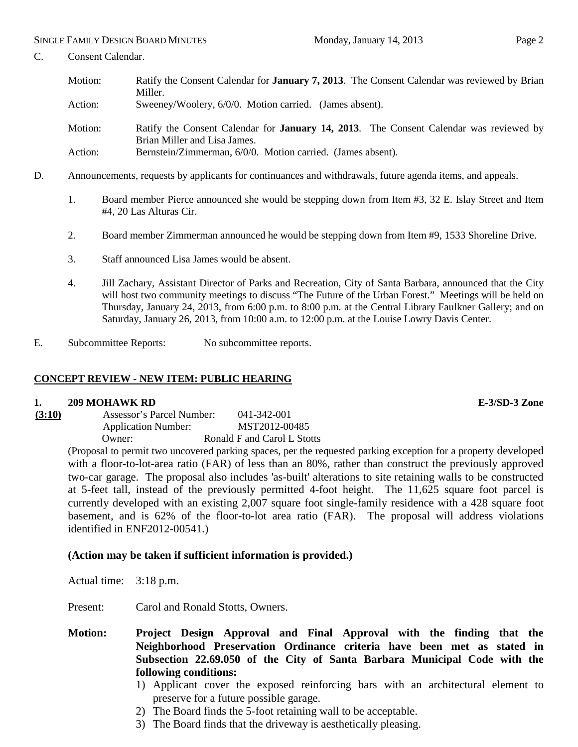C. Consent Calendar.

Motion: Ratify the Consent Calendar for **January 7, 2013**. The Consent Calendar was reviewed by Brian Miller.
Action: Sweeney/Woolery, 6/0/0. Motion carried. (James absent).

Motion: Ratify the Consent Calendar for **January 14, 2013**. The Consent Calendar was reviewed by Brian Miller and Lisa James.
Action: Bernstein/Zimmerman, 6/0/0. Motion carried. (James absent).

D. Announcements, requests by applicants for continuances and withdrawals, future agenda items, and appeals.

1. Board member Pierce announced she would be stepping down from Item #3, 32 E. Islay Street and Item #4, 20 Las Alturas Cir.

2. Board member Zimmerman announced he would be stepping down from Item #9, 1533 Shoreline Drive.

3. Staff announced Lisa James would be absent.

4. Jill Zachary, Assistant Director of Parks and Recreation, City of Santa Barbara, announced that the City will host two community meetings to discuss "The Future of the Urban Forest." Meetings will be held on Thursday, January 24, 2013, from 6:00 p.m. to 8:00 p.m. at the Central Library Faulkner Gallery; and on Saturday, January 26, 2013, from 10:00 a.m. to 12:00 p.m. at the Louise Lowry Davis Center.

E. Subcommittee Reports: No subcommittee reports.

## CONCEPT REVIEW - NEW ITEM: PUBLIC HEARING

**1. 209 MOHAWK RD** **E-3/SD-3 Zone**

**(3:10)**
Assessor's Parcel Number: 041-342-001
Application Number: MST2012-00485
Owner: Ronald F and Carol L Stotts

(Proposal to permit two uncovered parking spaces, per the requested parking exception for a property developed with a floor-to-lot-area ratio (FAR) of less than an 80%, rather than construct the previously approved two-car garage. The proposal also includes 'as-built' alterations to site retaining walls to be constructed at 5-feet tall, instead of the previously permitted 4-foot height. The 11,625 square foot parcel is currently developed with an existing 2,007 square foot single-family residence with a 428 square foot basement, and is 62% of the floor-to-lot area ratio (FAR). The proposal will address violations identified in ENF2012-00541.)

**(Action may be taken if sufficient information is provided.)**

Actual time: 3:18 p.m.

Present: Carol and Ronald Stotts, Owners.

**Motion: Project Design Approval and Final Approval with the finding that the Neighborhood Preservation Ordinance criteria have been met as stated in Subsection 22.69.050 of the City of Santa Barbara Municipal Code with the following conditions:**

1) Applicant cover the exposed reinforcing bars with an architectural element to preserve for a future possible garage.
2) The Board finds the 5-foot retaining wall to be acceptable.
3) The Board finds that the driveway is aesthetically pleasing.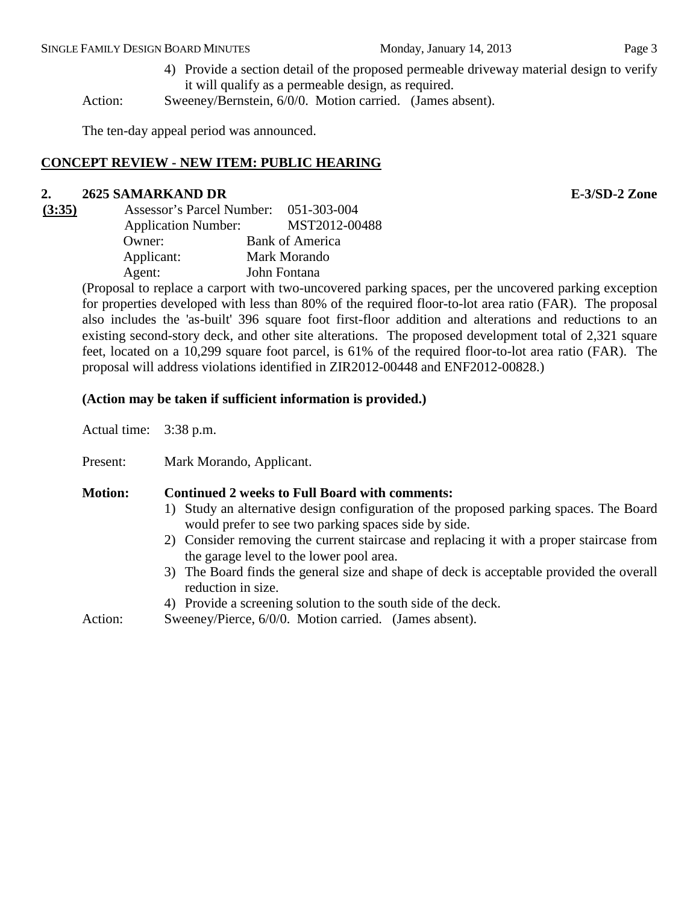4) Provide a section detail of the proposed permeable driveway material design to verify it will qualify as a permeable design, as required.

Action: Sweeney/Bernstein, 6/0/0. Motion carried. (James absent).

The ten-day appeal period was announced.

## CONCEPT REVIEW - NEW ITEM: PUBLIC HEARING

### 2. 2625 SAMARKAND DR — E-3/SD-2 Zone

**(3:35)**

Assessor's Parcel Number: 051-303-004
Application Number: MST2012-00488
Owner: Bank of America
Applicant: Mark Morando
Agent: John Fontana

(Proposal to replace a carport with two-uncovered parking spaces, per the uncovered parking exception for properties developed with less than 80% of the required floor-to-lot area ratio (FAR). The proposal also includes the 'as-built' 396 square foot first-floor addition and alterations and reductions to an existing second-story deck, and other site alterations. The proposed development total of 2,321 square feet, located on a 10,299 square foot parcel, is 61% of the required floor-to-lot area ratio (FAR). The proposal will address violations identified in ZIR2012-00448 and ENF2012-00828.)

**(Action may be taken if sufficient information is provided.)**

Actual time: 3:38 p.m.

Present: Mark Morando, Applicant.

**Motion: Continued 2 weeks to Full Board with comments:**

1) Study an alternative design configuration of the proposed parking spaces. The Board would prefer to see two parking spaces side by side.
2) Consider removing the current staircase and replacing it with a proper staircase from the garage level to the lower pool area.
3) The Board finds the general size and shape of deck is acceptable provided the overall reduction in size.
4) Provide a screening solution to the south side of the deck.

Action: Sweeney/Pierce, 6/0/0. Motion carried. (James absent).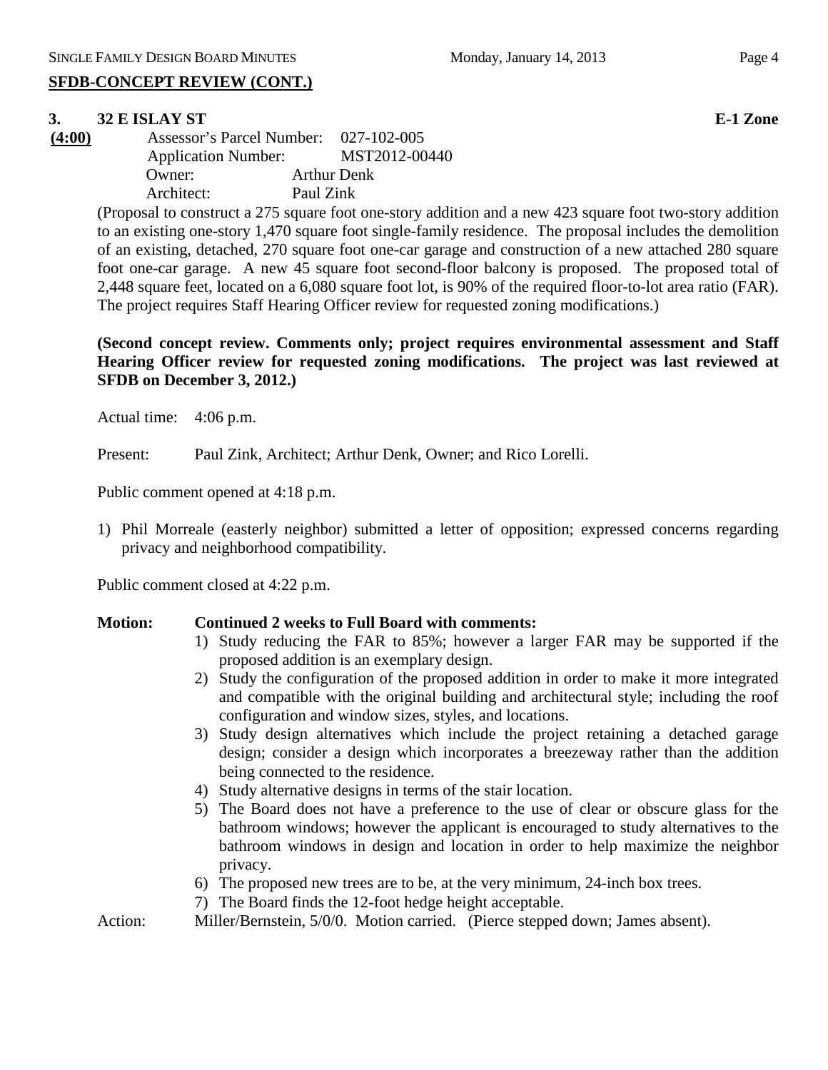**SFDB-CONCEPT REVIEW (CONT.)**

**3. 32 E ISLAY ST** **E-1 Zone**

**(4:00)**

Assessor's Parcel Number: 027-102-005
Application Number: MST2012-00440
Owner: Arthur Denk
Architect: Paul Zink

(Proposal to construct a 275 square foot one-story addition and a new 423 square foot two-story addition to an existing one-story 1,470 square foot single-family residence. The proposal includes the demolition of an existing, detached, 270 square foot one-car garage and construction of a new attached 280 square foot one-car garage. A new 45 square foot second-floor balcony is proposed. The proposed total of 2,448 square feet, located on a 6,080 square foot lot, is 90% of the required floor-to-lot area ratio (FAR). The project requires Staff Hearing Officer review for requested zoning modifications.)

**(Second concept review. Comments only; project requires environmental assessment and Staff Hearing Officer review for requested zoning modifications. The project was last reviewed at SFDB on December 3, 2012.)**

Actual time: 4:06 p.m.

Present: Paul Zink, Architect; Arthur Denk, Owner; and Rico Lorelli.

Public comment opened at 4:18 p.m.

1) Phil Morreale (easterly neighbor) submitted a letter of opposition; expressed concerns regarding privacy and neighborhood compatibility.

Public comment closed at 4:22 p.m.

**Motion: Continued 2 weeks to Full Board with comments:**

1) Study reducing the FAR to 85%; however a larger FAR may be supported if the proposed addition is an exemplary design.
2) Study the configuration of the proposed addition in order to make it more integrated and compatible with the original building and architectural style; including the roof configuration and window sizes, styles, and locations.
3) Study design alternatives which include the project retaining a detached garage design; consider a design which incorporates a breezeway rather than the addition being connected to the residence.
4) Study alternative designs in terms of the stair location.
5) The Board does not have a preference to the use of clear or obscure glass for the bathroom windows; however the applicant is encouraged to study alternatives to the bathroom windows in design and location in order to help maximize the neighbor privacy.
6) The proposed new trees are to be, at the very minimum, 24-inch box trees.
7) The Board finds the 12-foot hedge height acceptable.

Action: Miller/Bernstein, 5/0/0. Motion carried. (Pierce stepped down; James absent).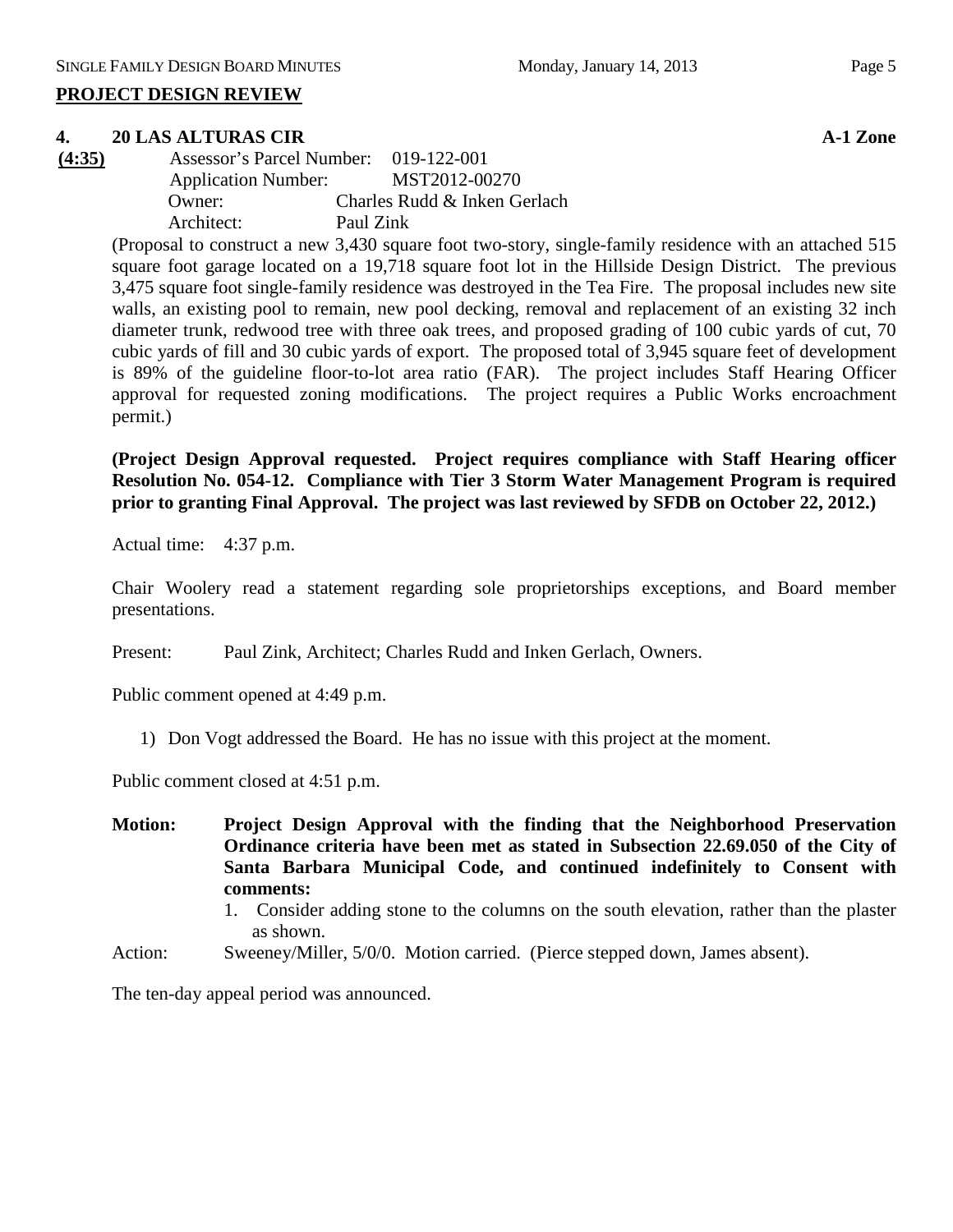## PROJECT DESIGN REVIEW

### 4. 20 LAS ALTURAS CIR — A-1 Zone

**(4:35)**

Assessor's Parcel Number: 019-122-001
Application Number: MST2012-00270
Owner: Charles Rudd & Inken Gerlach
Architect: Paul Zink

(Proposal to construct a new 3,430 square foot two-story, single-family residence with an attached 515 square foot garage located on a 19,718 square foot lot in the Hillside Design District. The previous 3,475 square foot single-family residence was destroyed in the Tea Fire. The proposal includes new site walls, an existing pool to remain, new pool decking, removal and replacement of an existing 32 inch diameter trunk, redwood tree with three oak trees, and proposed grading of 100 cubic yards of cut, 70 cubic yards of fill and 30 cubic yards of export. The proposed total of 3,945 square feet of development is 89% of the guideline floor-to-lot area ratio (FAR). The project includes Staff Hearing Officer approval for requested zoning modifications. The project requires a Public Works encroachment permit.)

**(Project Design Approval requested. Project requires compliance with Staff Hearing officer Resolution No. 054-12. Compliance with Tier 3 Storm Water Management Program is required prior to granting Final Approval. The project was last reviewed by SFDB on October 22, 2012.)**

Actual time: 4:37 p.m.

Chair Woolery read a statement regarding sole proprietorships exceptions, and Board member presentations.

Present: Paul Zink, Architect; Charles Rudd and Inken Gerlach, Owners.

Public comment opened at 4:49 p.m.

1) Don Vogt addressed the Board. He has no issue with this project at the moment.

Public comment closed at 4:51 p.m.

**Motion: Project Design Approval with the finding that the Neighborhood Preservation Ordinance criteria have been met as stated in Subsection 22.69.050 of the City of Santa Barbara Municipal Code, and continued indefinitely to Consent with comments:**

1. Consider adding stone to the columns on the south elevation, rather than the plaster as shown.

Action: Sweeney/Miller, 5/0/0. Motion carried. (Pierce stepped down, James absent).

The ten-day appeal period was announced.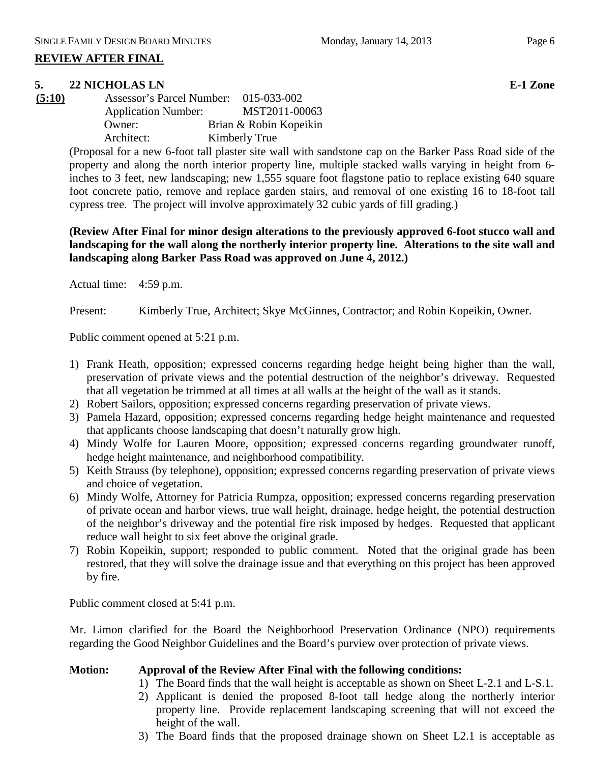## REVIEW AFTER FINAL

**5. 22 NICHOLAS LN** **E-1 Zone**

**(5:10)**

Assessor's Parcel Number: 015-033-002
Application Number: MST2011-00063
Owner: Brian & Robin Kopeikin
Architect: Kimberly True

(Proposal for a new 6-foot tall plaster site wall with sandstone cap on the Barker Pass Road side of the property and along the north interior property line, multiple stacked walls varying in height from 6-inches to 3 feet, new landscaping; new 1,555 square foot flagstone patio to replace existing 640 square foot concrete patio, remove and replace garden stairs, and removal of one existing 16 to 18-foot tall cypress tree. The project will involve approximately 32 cubic yards of fill grading.)

**(Review After Final for minor design alterations to the previously approved 6-foot stucco wall and landscaping for the wall along the northerly interior property line. Alterations to the site wall and landscaping along Barker Pass Road was approved on June 4, 2012.)**

Actual time: 4:59 p.m.

Present: Kimberly True, Architect; Skye McGinnes, Contractor; and Robin Kopeikin, Owner.

Public comment opened at 5:21 p.m.

1) Frank Heath, opposition; expressed concerns regarding hedge height being higher than the wall, preservation of private views and the potential destruction of the neighbor's driveway. Requested that all vegetation be trimmed at all times at all walls at the height of the wall as it stands.
2) Robert Sailors, opposition; expressed concerns regarding preservation of private views.
3) Pamela Hazard, opposition; expressed concerns regarding hedge height maintenance and requested that applicants choose landscaping that doesn't naturally grow high.
4) Mindy Wolfe for Lauren Moore, opposition; expressed concerns regarding groundwater runoff, hedge height maintenance, and neighborhood compatibility.
5) Keith Strauss (by telephone), opposition; expressed concerns regarding preservation of private views and choice of vegetation.
6) Mindy Wolfe, Attorney for Patricia Rumpza, opposition; expressed concerns regarding preservation of private ocean and harbor views, true wall height, drainage, hedge height, the potential destruction of the neighbor's driveway and the potential fire risk imposed by hedges. Requested that applicant reduce wall height to six feet above the original grade.
7) Robin Kopeikin, support; responded to public comment. Noted that the original grade has been restored, that they will solve the drainage issue and that everything on this project has been approved by fire.

Public comment closed at 5:41 p.m.

Mr. Limon clarified for the Board the Neighborhood Preservation Ordinance (NPO) requirements regarding the Good Neighbor Guidelines and the Board's purview over protection of private views.

**Motion: Approval of the Review After Final with the following conditions:**

1) The Board finds that the wall height is acceptable as shown on Sheet L-2.1 and L-S.1.
2) Applicant is denied the proposed 8-foot tall hedge along the northerly interior property line. Provide replacement landscaping screening that will not exceed the height of the wall.
3) The Board finds that the proposed drainage shown on Sheet L2.1 is acceptable as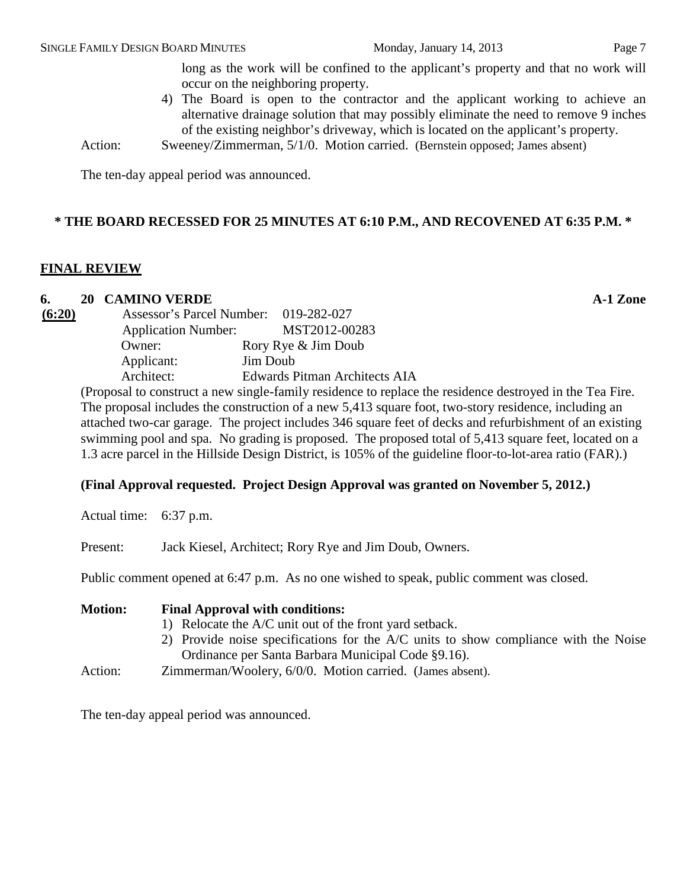long as the work will be confined to the applicant's property and that no work will occur on the neighboring property.

4) The Board is open to the contractor and the applicant working to achieve an alternative drainage solution that may possibly eliminate the need to remove 9 inches of the existing neighbor's driveway, which is located on the applicant's property.

Action: Sweeney/Zimmerman, 5/1/0. Motion carried. (Bernstein opposed; James absent)

The ten-day appeal period was announced.

**\* THE BOARD RECESSED FOR 25 MINUTES AT 6:10 P.M., AND RECOVENED AT 6:35 P.M. \***

## FINAL REVIEW

**6. 20 CAMINO VERDE** **A-1 Zone**

**(6:20)**

Assessor's Parcel Number: 019-282-027
Application Number: MST2012-00283
Owner: Rory Rye & Jim Doub
Applicant: Jim Doub
Architect: Edwards Pitman Architects AIA

(Proposal to construct a new single-family residence to replace the residence destroyed in the Tea Fire. The proposal includes the construction of a new 5,413 square foot, two-story residence, including an attached two-car garage. The project includes 346 square feet of decks and refurbishment of an existing swimming pool and spa. No grading is proposed. The proposed total of 5,413 square feet, located on a 1.3 acre parcel in the Hillside Design District, is 105% of the guideline floor-to-lot-area ratio (FAR).)

**(Final Approval requested. Project Design Approval was granted on November 5, 2012.)**

Actual time: 6:37 p.m.

Present: Jack Kiesel, Architect; Rory Rye and Jim Doub, Owners.

Public comment opened at 6:47 p.m. As no one wished to speak, public comment was closed.

**Motion: Final Approval with conditions:**

1) Relocate the A/C unit out of the front yard setback.
2) Provide noise specifications for the A/C units to show compliance with the Noise Ordinance per Santa Barbara Municipal Code §9.16).

Action: Zimmerman/Woolery, 6/0/0. Motion carried. (James absent).

The ten-day appeal period was announced.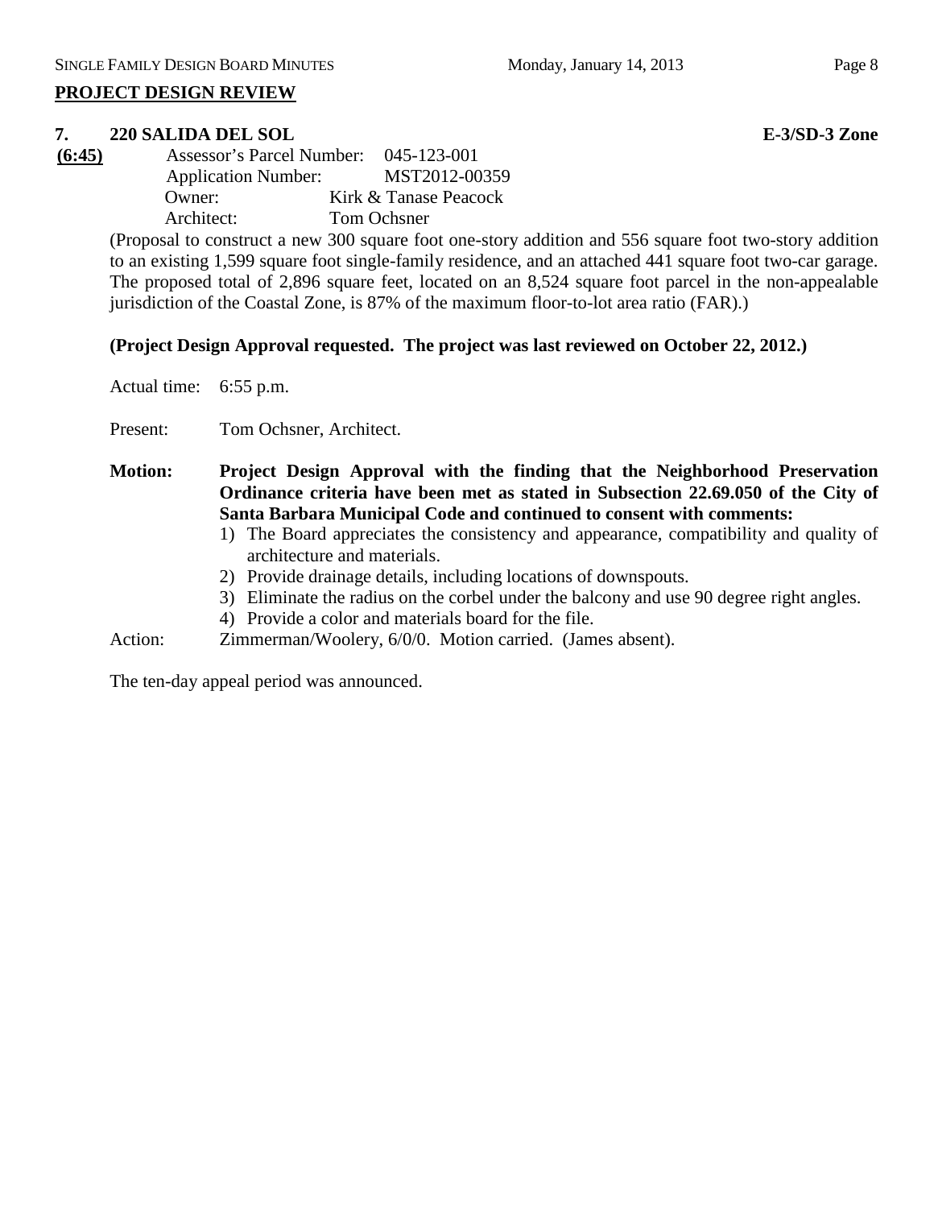## PROJECT DESIGN REVIEW

### 7. 220 SALIDA DEL SOL **E-3/SD-3 Zone**

**(6:45)**

Assessor's Parcel Number: 045-123-001
Application Number: MST2012-00359
Owner: Kirk & Tanase Peacock
Architect: Tom Ochsner

(Proposal to construct a new 300 square foot one-story addition and 556 square foot two-story addition to an existing 1,599 square foot single-family residence, and an attached 441 square foot two-car garage. The proposed total of 2,896 square feet, located on an 8,524 square foot parcel in the non-appealable jurisdiction of the Coastal Zone, is 87% of the maximum floor-to-lot area ratio (FAR).)

**(Project Design Approval requested. The project was last reviewed on October 22, 2012.)**

Actual time: 6:55 p.m.

Present: Tom Ochsner, Architect.

**Motion: Project Design Approval with the finding that the Neighborhood Preservation Ordinance criteria have been met as stated in Subsection 22.69.050 of the City of Santa Barbara Municipal Code and continued to consent with comments:**

1) The Board appreciates the consistency and appearance, compatibility and quality of architecture and materials.
2) Provide drainage details, including locations of downspouts.
3) Eliminate the radius on the corbel under the balcony and use 90 degree right angles.
4) Provide a color and materials board for the file.

Action: Zimmerman/Woolery, 6/0/0. Motion carried. (James absent).

The ten-day appeal period was announced.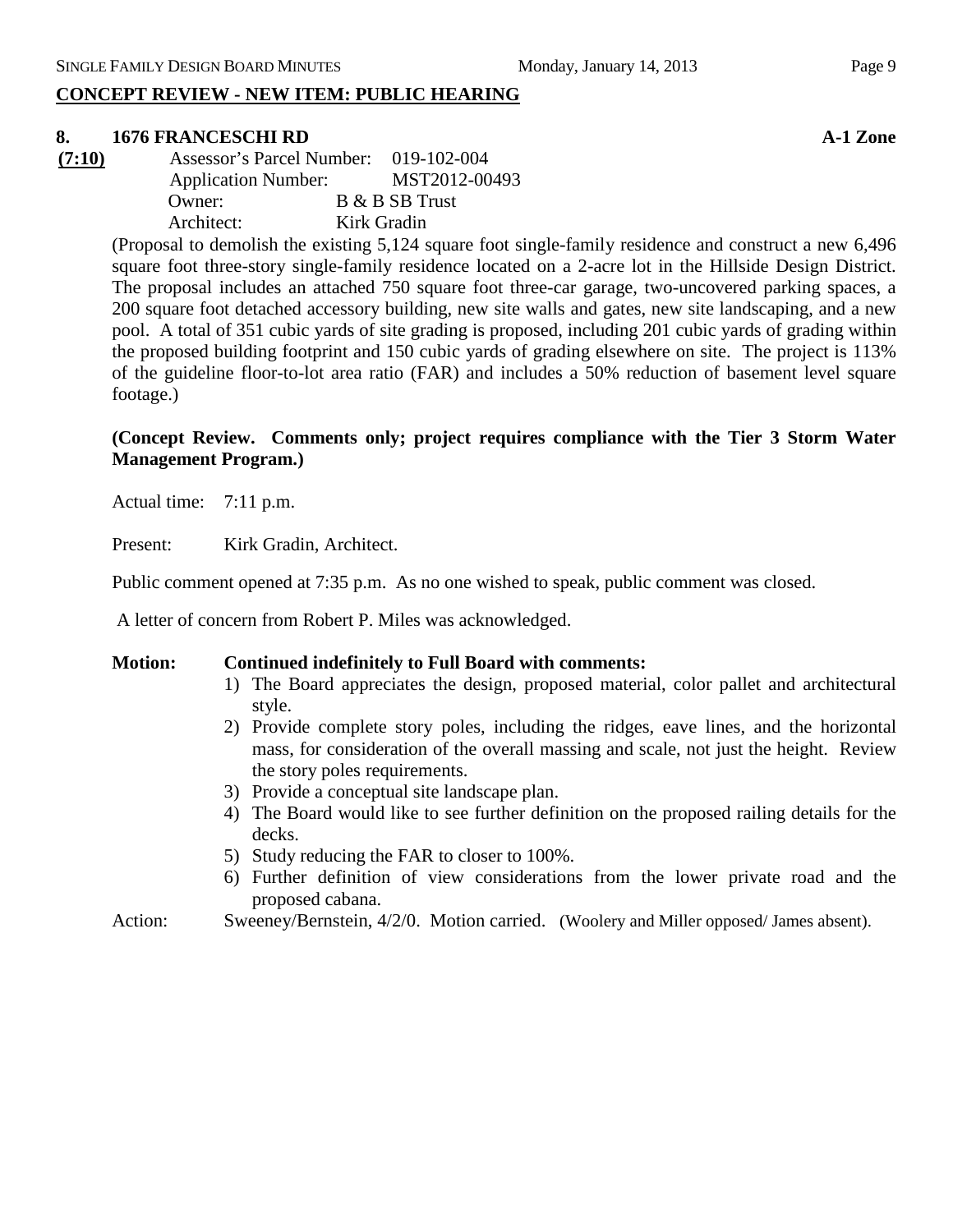## CONCEPT REVIEW - NEW ITEM: PUBLIC HEARING

**8. 1676 FRANCESCHI RD** **A-1 Zone**

**(7:10)**
Assessor's Parcel Number: 019-102-004
Application Number: MST2012-00493
Owner: B & B SB Trust
Architect: Kirk Gradin

(Proposal to demolish the existing 5,124 square foot single-family residence and construct a new 6,496 square foot three-story single-family residence located on a 2-acre lot in the Hillside Design District. The proposal includes an attached 750 square foot three-car garage, two-uncovered parking spaces, a 200 square foot detached accessory building, new site walls and gates, new site landscaping, and a new pool. A total of 351 cubic yards of site grading is proposed, including 201 cubic yards of grading within the proposed building footprint and 150 cubic yards of grading elsewhere on site. The project is 113% of the guideline floor-to-lot area ratio (FAR) and includes a 50% reduction of basement level square footage.)

**(Concept Review. Comments only; project requires compliance with the Tier 3 Storm Water Management Program.)**

Actual time: 7:11 p.m.

Present: Kirk Gradin, Architect.

Public comment opened at 7:35 p.m. As no one wished to speak, public comment was closed.

A letter of concern from Robert P. Miles was acknowledged.

**Motion: Continued indefinitely to Full Board with comments:**

1) The Board appreciates the design, proposed material, color pallet and architectural style.
2) Provide complete story poles, including the ridges, eave lines, and the horizontal mass, for consideration of the overall massing and scale, not just the height. Review the story poles requirements.
3) Provide a conceptual site landscape plan.
4) The Board would like to see further definition on the proposed railing details for the decks.
5) Study reducing the FAR to closer to 100%.
6) Further definition of view considerations from the lower private road and the proposed cabana.

Action: Sweeney/Bernstein, 4/2/0. Motion carried. (Woolery and Miller opposed/ James absent).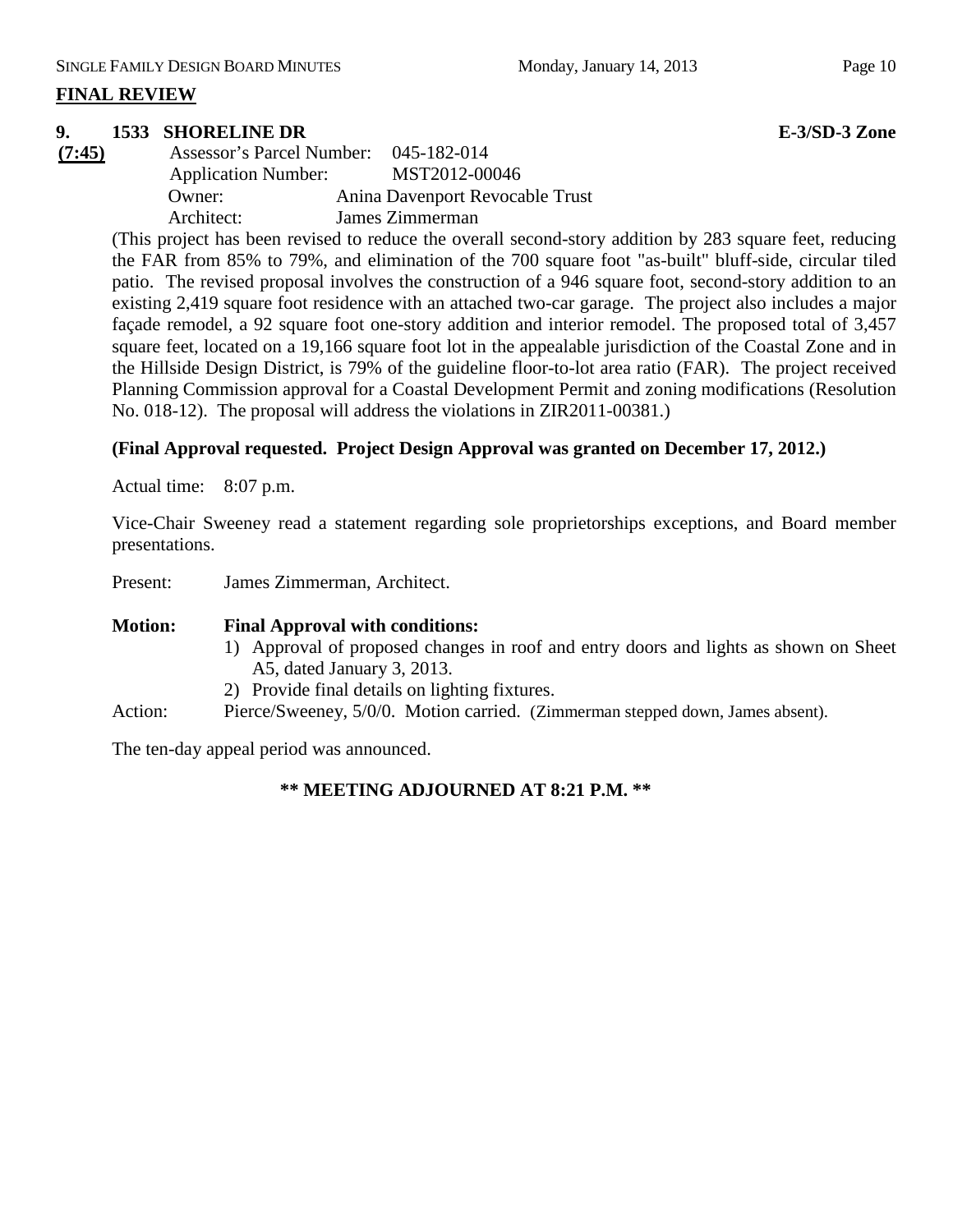## FINAL REVIEW

### 9. 1533 SHORELINE DR — E-3/SD-3 Zone

**(7:45)**

Assessor's Parcel Number: 045-182-014
Application Number: MST2012-00046
Owner: Anina Davenport Revocable Trust
Architect: James Zimmerman

(This project has been revised to reduce the overall second-story addition by 283 square feet, reducing the FAR from 85% to 79%, and elimination of the 700 square foot "as-built" bluff-side, circular tiled patio. The revised proposal involves the construction of a 946 square foot, second-story addition to an existing 2,419 square foot residence with an attached two-car garage. The project also includes a major façade remodel, a 92 square foot one-story addition and interior remodel. The proposed total of 3,457 square feet, located on a 19,166 square foot lot in the appealable jurisdiction of the Coastal Zone and in the Hillside Design District, is 79% of the guideline floor-to-lot area ratio (FAR). The project received Planning Commission approval for a Coastal Development Permit and zoning modifications (Resolution No. 018-12). The proposal will address the violations in ZIR2011-00381.)

**(Final Approval requested. Project Design Approval was granted on December 17, 2012.)**

Actual time: 8:07 p.m.

Vice-Chair Sweeney read a statement regarding sole proprietorships exceptions, and Board member presentations.

Present: James Zimmerman, Architect.

**Motion: Final Approval with conditions:**

1) Approval of proposed changes in roof and entry doors and lights as shown on Sheet A5, dated January 3, 2013.
2) Provide final details on lighting fixtures.

Action: Pierce/Sweeney, 5/0/0. Motion carried. (Zimmerman stepped down, James absent).

The ten-day appeal period was announced.

**\*\* MEETING ADJOURNED AT 8:21 P.M. \*\***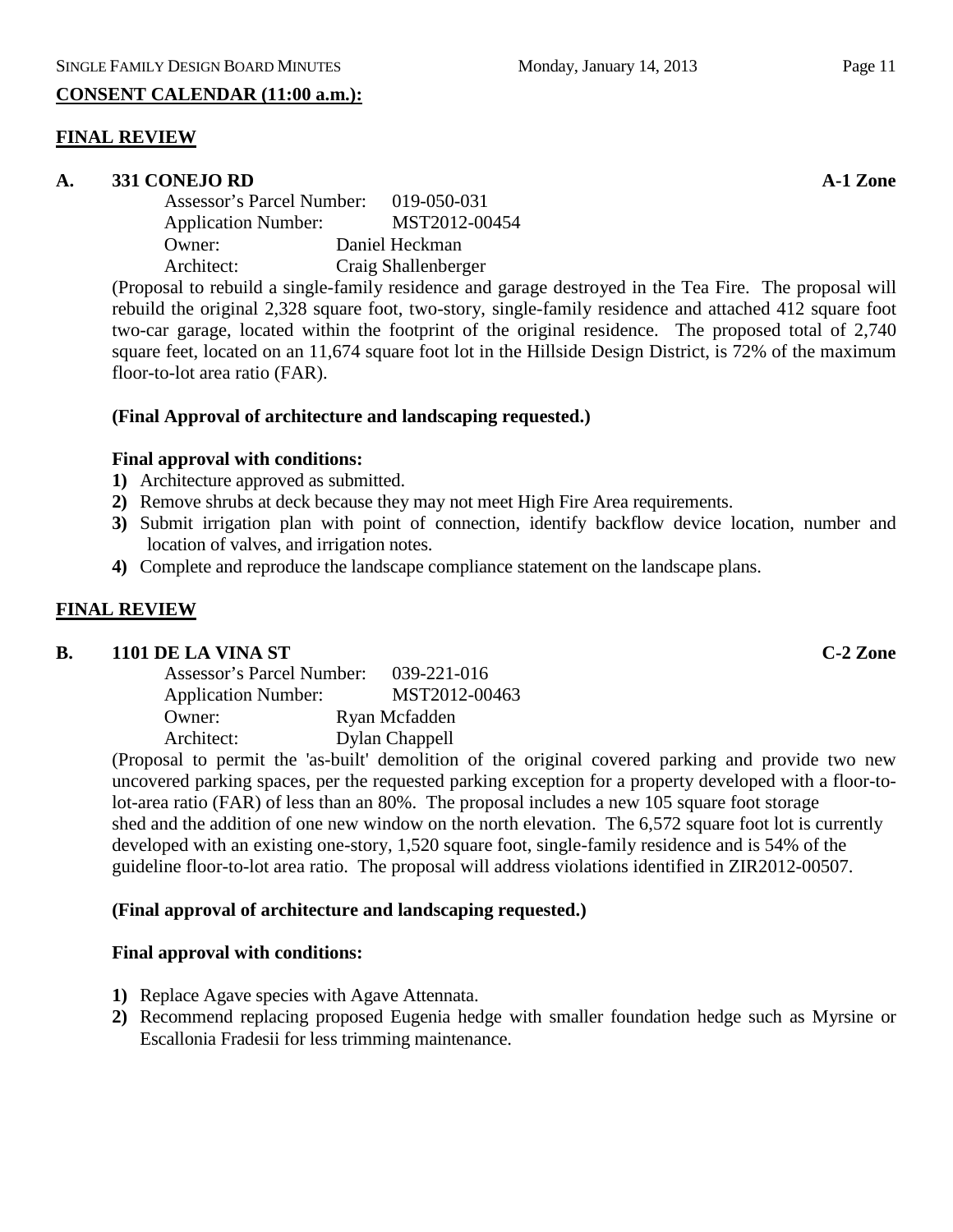**CONSENT CALENDAR (11:00 a.m.):**

## FINAL REVIEW

### A. 331 CONEJO RD — A-1 Zone

Assessor's Parcel Number: 019-050-031
Application Number: MST2012-00454
Owner: Daniel Heckman
Architect: Craig Shallenberger

(Proposal to rebuild a single-family residence and garage destroyed in the Tea Fire. The proposal will rebuild the original 2,328 square foot, two-story, single-family residence and attached 412 square foot two-car garage, located within the footprint of the original residence. The proposed total of 2,740 square feet, located on an 11,674 square foot lot in the Hillside Design District, is 72% of the maximum floor-to-lot area ratio (FAR).

**(Final Approval of architecture and landscaping requested.)**

**Final approval with conditions:**

1) Architecture approved as submitted.
2) Remove shrubs at deck because they may not meet High Fire Area requirements.
3) Submit irrigation plan with point of connection, identify backflow device location, number and location of valves, and irrigation notes.
4) Complete and reproduce the landscape compliance statement on the landscape plans.

## FINAL REVIEW

### B. 1101 DE LA VINA ST — C-2 Zone

Assessor's Parcel Number: 039-221-016
Application Number: MST2012-00463
Owner: Ryan Mcfadden
Architect: Dylan Chappell

(Proposal to permit the 'as-built' demolition of the original covered parking and provide two new uncovered parking spaces, per the requested parking exception for a property developed with a floor-to-lot-area ratio (FAR) of less than an 80%. The proposal includes a new 105 square foot storage shed and the addition of one new window on the north elevation. The 6,572 square foot lot is currently developed with an existing one-story, 1,520 square foot, single-family residence and is 54% of the guideline floor-to-lot area ratio. The proposal will address violations identified in ZIR2012-00507.

**(Final approval of architecture and landscaping requested.)**

**Final approval with conditions:**

1) Replace Agave species with Agave Attennata.
2) Recommend replacing proposed Eugenia hedge with smaller foundation hedge such as Myrsine or Escallonia Fradesii for less trimming maintenance.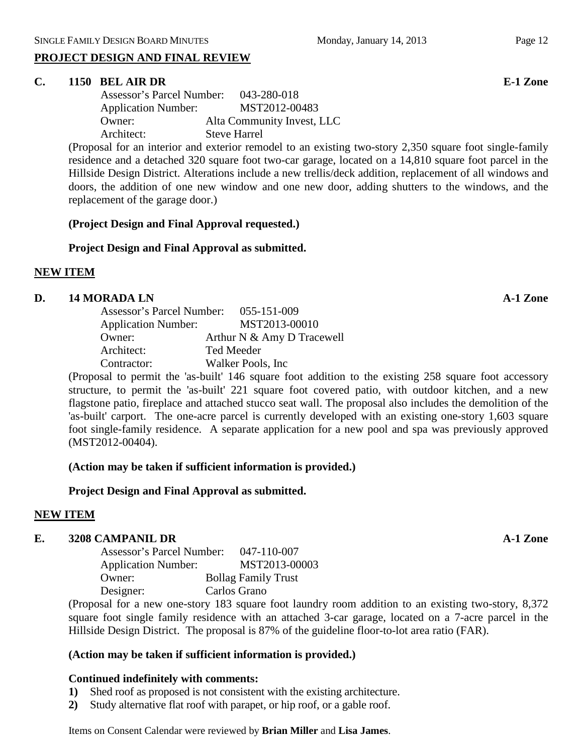## PROJECT DESIGN AND FINAL REVIEW

### C. 1150 BEL AIR DR — E-1 Zone

Assessor's Parcel Number: 043-280-018
Application Number: MST2012-00483
Owner: Alta Community Invest, LLC
Architect: Steve Harrel

(Proposal for an interior and exterior remodel to an existing two-story 2,350 square foot single-family residence and a detached 320 square foot two-car garage, located on a 14,810 square foot parcel in the Hillside Design District. Alterations include a new trellis/deck addition, replacement of all windows and doors, the addition of one new window and one new door, adding shutters to the windows, and the replacement of the garage door.)

**(Project Design and Final Approval requested.)**

**Project Design and Final Approval as submitted.**

## NEW ITEM

### D. 14 MORADA LN — A-1 Zone

Assessor's Parcel Number: 055-151-009
Application Number: MST2013-00010
Owner: Arthur N & Amy D Tracewell
Architect: Ted Meeder
Contractor: Walker Pools, Inc

(Proposal to permit the 'as-built' 146 square foot addition to the existing 258 square foot accessory structure, to permit the 'as-built' 221 square foot covered patio, with outdoor kitchen, and a new flagstone patio, fireplace and attached stucco seat wall. The proposal also includes the demolition of the 'as-built' carport. The one-acre parcel is currently developed with an existing one-story 1,603 square foot single-family residence. A separate application for a new pool and spa was previously approved (MST2012-00404).

**(Action may be taken if sufficient information is provided.)**

**Project Design and Final Approval as submitted.**

## NEW ITEM

### E. 3208 CAMPANIL DR — A-1 Zone

Assessor's Parcel Number: 047-110-007
Application Number: MST2013-00003
Owner: Bollag Family Trust
Designer: Carlos Grano

(Proposal for a new one-story 183 square foot laundry room addition to an existing two-story, 8,372 square foot single family residence with an attached 3-car garage, located on a 7-acre parcel in the Hillside Design District. The proposal is 87% of the guideline floor-to-lot area ratio (FAR).

**(Action may be taken if sufficient information is provided.)**

**Continued indefinitely with comments:**

1) Shed roof as proposed is not consistent with the existing architecture.
2) Study alternative flat roof with parapet, or hip roof, or a gable roof.

Items on Consent Calendar were reviewed by **Brian Miller** and **Lisa James**.